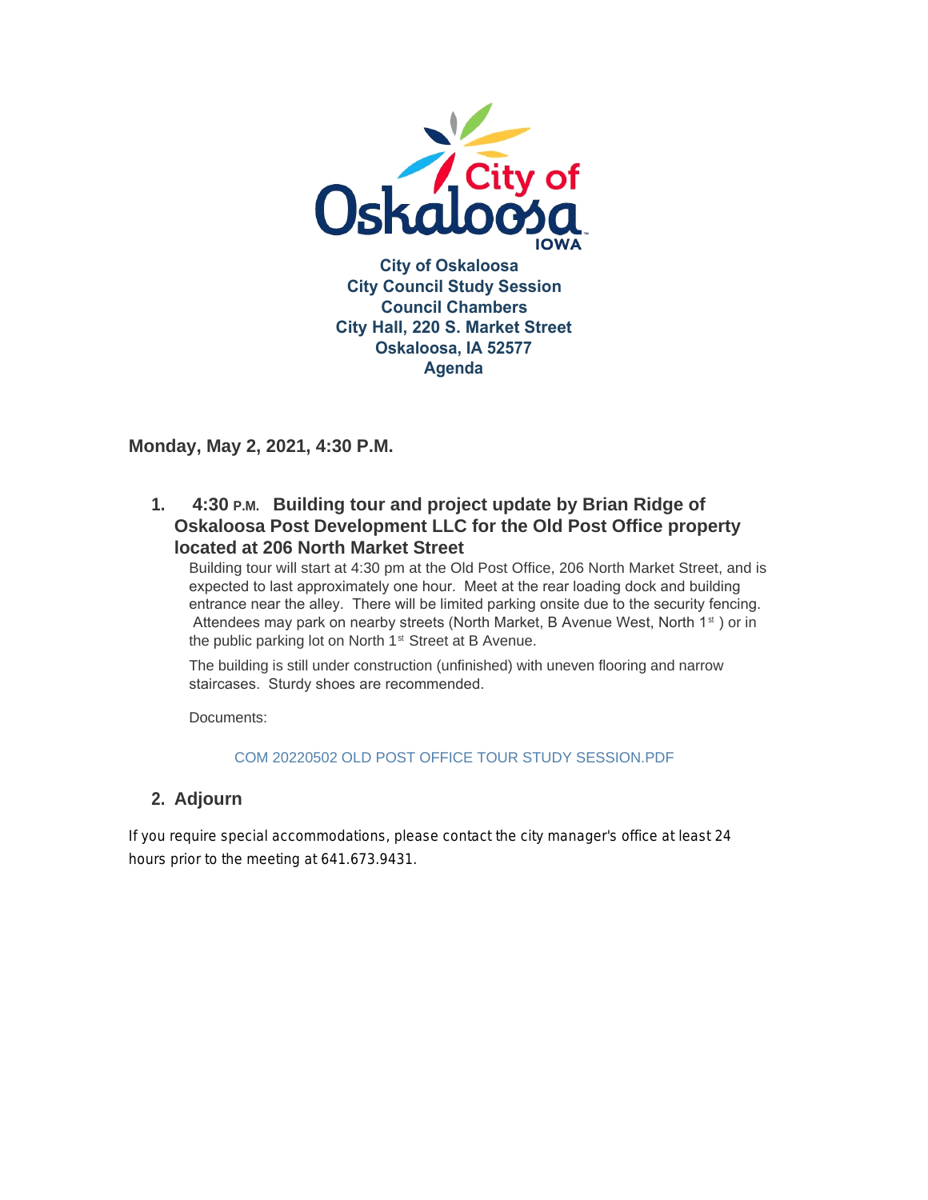City of Oskaloosa IOWA

**City of Oskaloosa**
**City Council Study Session**
**Council Chambers**
**City Hall, 220 S. Market Street**
**Oskaloosa, IA 52577**
**Agenda**

**Monday, May 2, 2021, 4:30 P.M.**

### 1. 4:30 P.M. Building tour and project update by Brian Ridge of Oskaloosa Post Development LLC for the Old Post Office property located at 206 North Market Street

Building tour will start at 4:30 pm at the Old Post Office, 206 North Market Street, and is expected to last approximately one hour. Meet at the rear loading dock and building entrance near the alley. There will be limited parking onsite due to the security fencing. Attendees may park on nearby streets (North Market, B Avenue West, North 1st ) or in the public parking lot on North 1st Street at B Avenue.

The building is still under construction (unfinished) with uneven flooring and narrow staircases. Sturdy shoes are recommended.

Documents:

COM 20220502 OLD POST OFFICE TOUR STUDY SESSION.PDF

### 2. Adjourn

If you require special accommodations, please contact the city manager's office at least 24 hours prior to the meeting at 641.673.9431.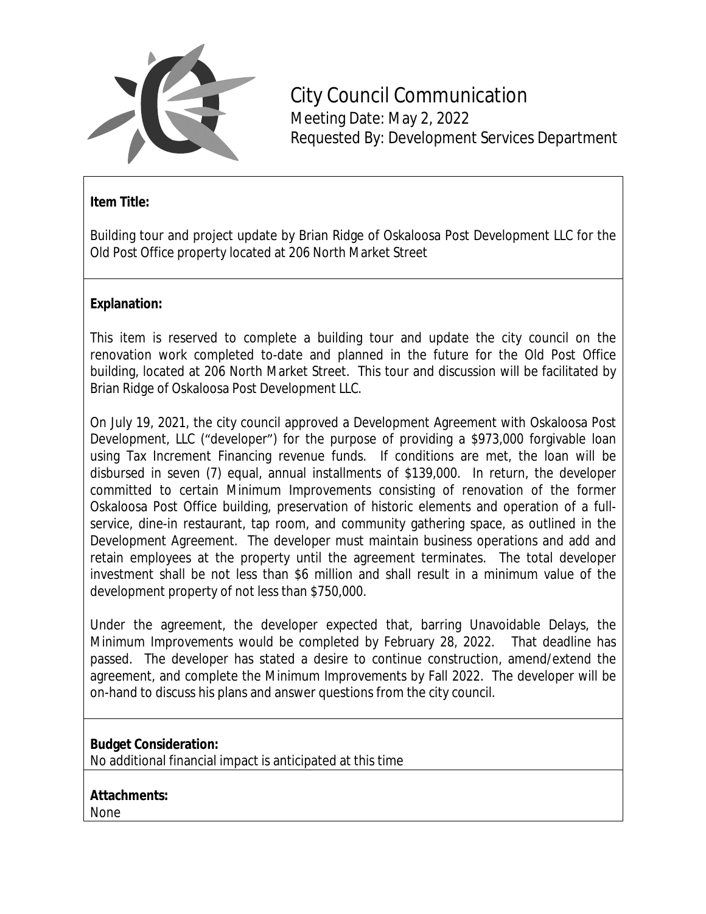# City Council Communication

Meeting Date: May 2, 2022

Requested By: Development Services Department

**Item Title:**

Building tour and project update by Brian Ridge of Oskaloosa Post Development LLC for the Old Post Office property located at 206 North Market Street

**Explanation:**

This item is reserved to complete a building tour and update the city council on the renovation work completed to-date and planned in the future for the Old Post Office building, located at 206 North Market Street. This tour and discussion will be facilitated by Brian Ridge of Oskaloosa Post Development LLC.

On July 19, 2021, the city council approved a Development Agreement with Oskaloosa Post Development, LLC ("developer") for the purpose of providing a $973,000 forgivable loan using Tax Increment Financing revenue funds. If conditions are met, the loan will be disbursed in seven (7) equal, annual installments of $139,000. In return, the developer committed to certain Minimum Improvements consisting of renovation of the former Oskaloosa Post Office building, preservation of historic elements and operation of a full-service, dine-in restaurant, tap room, and community gathering space, as outlined in the Development Agreement. The developer must maintain business operations and add and retain employees at the property until the agreement terminates. The total developer investment shall be not less than $6 million and shall result in a minimum value of the development property of not less than $750,000.

Under the agreement, the developer expected that, barring Unavoidable Delays, the Minimum Improvements would be completed by February 28, 2022. That deadline has passed. The developer has stated a desire to continue construction, amend/extend the agreement, and complete the Minimum Improvements by Fall 2022. The developer will be on-hand to discuss his plans and answer questions from the city council.

**Budget Consideration:**

No additional financial impact is anticipated at this time

**Attachments:**

None